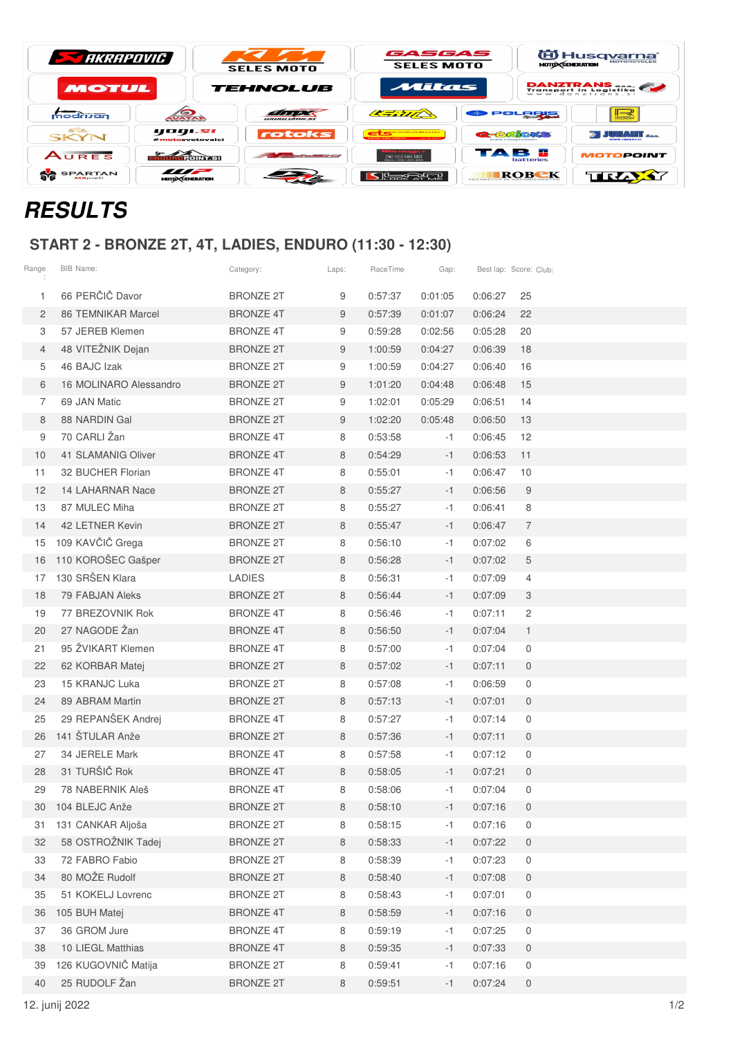# RESULTS

## START 2 - BRONZE 2T, 4T, LADIES, ENDURO (11:30 - 12:30)

| Range : | BIB Name: | Category: | Laps: | RaceTime | Gap: | Best lap: | Score: | Club: |
|---|---|---|---|---|---|---|---|---|
| 1 | 66 PERČIČ Davor | BRONZE 2T | 9 | 0:57:37 | 0:01:05 | 0:06:27 | 25 | |
| 2 | 86 TEMNIKAR Marcel | BRONZE 4T | 9 | 0:57:39 | 0:01:07 | 0:06:24 | 22 | |
| 3 | 57 JEREB Klemen | BRONZE 4T | 9 | 0:59:28 | 0:02:56 | 0:05:28 | 20 | |
| 4 | 48 VITEŽNIK Dejan | BRONZE 2T | 9 | 1:00:59 | 0:04:27 | 0:06:39 | 18 | |
| 5 | 46 BAJC Izak | BRONZE 2T | 9 | 1:00:59 | 0:04:27 | 0:06:40 | 16 | |
| 6 | 16 MOLINARO Alessandro | BRONZE 2T | 9 | 1:01:20 | 0:04:48 | 0:06:48 | 15 | |
| 7 | 69 JAN Matic | BRONZE 2T | 9 | 1:02:01 | 0:05:29 | 0:06:51 | 14 | |
| 8 | 88 NARDIN Gal | BRONZE 2T | 9 | 1:02:20 | 0:05:48 | 0:06:50 | 13 | |
| 9 | 70 CARLI Žan | BRONZE 4T | 8 | 0:53:58 | -1 | 0:06:45 | 12 | |
| 10 | 41 SLAMANIG Oliver | BRONZE 4T | 8 | 0:54:29 | -1 | 0:06:53 | 11 | |
| 11 | 32 BUCHER Florian | BRONZE 4T | 8 | 0:55:01 | -1 | 0:06:47 | 10 | |
| 12 | 14 LAHARNAR Nace | BRONZE 2T | 8 | 0:55:27 | -1 | 0:06:56 | 9 | |
| 13 | 87 MULEC Miha | BRONZE 2T | 8 | 0:55:27 | -1 | 0:06:41 | 8 | |
| 14 | 42 LETNER Kevin | BRONZE 2T | 8 | 0:55:47 | -1 | 0:06:47 | 7 | |
| 15 | 109 KAVČIČ Grega | BRONZE 2T | 8 | 0:56:10 | -1 | 0:07:02 | 6 | |
| 16 | 110 KOROŠEC Gašper | BRONZE 2T | 8 | 0:56:28 | -1 | 0:07:02 | 5 | |
| 17 | 130 SRŠEN Klara | LADIES | 8 | 0:56:31 | -1 | 0:07:09 | 4 | |
| 18 | 79 FABJAN Aleks | BRONZE 2T | 8 | 0:56:44 | -1 | 0:07:09 | 3 | |
| 19 | 77 BREZOVNIK Rok | BRONZE 4T | 8 | 0:56:46 | -1 | 0:07:11 | 2 | |
| 20 | 27 NAGODE Žan | BRONZE 4T | 8 | 0:56:50 | -1 | 0:07:04 | 1 | |
| 21 | 95 ŽVIKART Klemen | BRONZE 4T | 8 | 0:57:00 | -1 | 0:07:04 | 0 | |
| 22 | 62 KORBAR Matej | BRONZE 2T | 8 | 0:57:02 | -1 | 0:07:11 | 0 | |
| 23 | 15 KRANJC Luka | BRONZE 2T | 8 | 0:57:08 | -1 | 0:06:59 | 0 | |
| 24 | 89 ABRAM Martin | BRONZE 2T | 8 | 0:57:13 | -1 | 0:07:01 | 0 | |
| 25 | 29 REPANŠEK Andrej | BRONZE 4T | 8 | 0:57:27 | -1 | 0:07:14 | 0 | |
| 26 | 141 ŠTULAR Anže | BRONZE 2T | 8 | 0:57:36 | -1 | 0:07:11 | 0 | |
| 27 | 34 JERELE Mark | BRONZE 4T | 8 | 0:57:58 | -1 | 0:07:12 | 0 | |
| 28 | 31 TURŠIČ Rok | BRONZE 4T | 8 | 0:58:05 | -1 | 0:07:21 | 0 | |
| 29 | 78 NABERNIK Aleš | BRONZE 4T | 8 | 0:58:06 | -1 | 0:07:04 | 0 | |
| 30 | 104 BLEJC Anže | BRONZE 2T | 8 | 0:58:10 | -1 | 0:07:16 | 0 | |
| 31 | 131 CANKAR Aljoša | BRONZE 2T | 8 | 0:58:15 | -1 | 0:07:16 | 0 | |
| 32 | 58 OSTROŽNIK Tadej | BRONZE 2T | 8 | 0:58:33 | -1 | 0:07:22 | 0 | |
| 33 | 72 FABRO Fabio | BRONZE 2T | 8 | 0:58:39 | -1 | 0:07:23 | 0 | |
| 34 | 80 MOŽE Rudolf | BRONZE 2T | 8 | 0:58:40 | -1 | 0:07:08 | 0 | |
| 35 | 51 KOKELJ Lovrenc | BRONZE 2T | 8 | 0:58:43 | -1 | 0:07:01 | 0 | |
| 36 | 105 BUH Matej | BRONZE 4T | 8 | 0:58:59 | -1 | 0:07:16 | 0 | |
| 37 | 36 GROM Jure | BRONZE 4T | 8 | 0:59:19 | -1 | 0:07:25 | 0 | |
| 38 | 10 LIEGL Matthias | BRONZE 4T | 8 | 0:59:35 | -1 | 0:07:33 | 0 | |
| 39 | 126 KUGOVNIČ Matija | BRONZE 2T | 8 | 0:59:41 | -1 | 0:07:16 | 0 | |
| 40 | 25 RUDOLF Žan | BRONZE 2T | 8 | 0:59:51 | -1 | 0:07:24 | 0 | |

12. junij 2022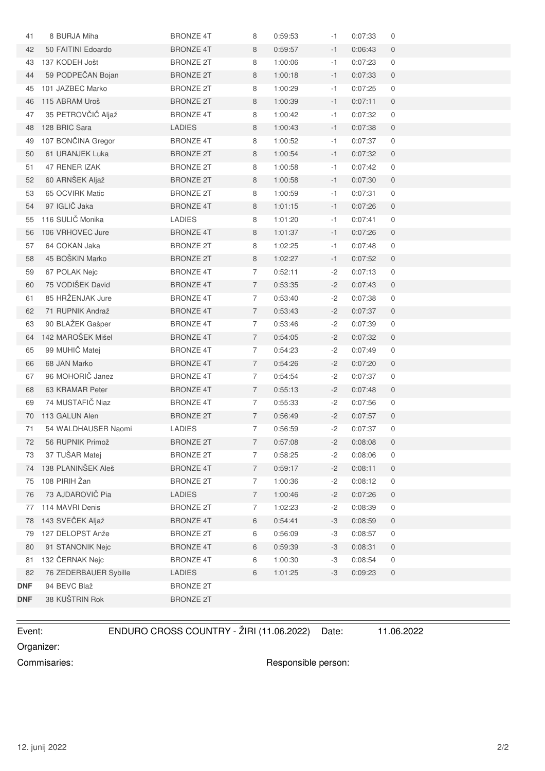| | | | | | | | |
|---|---|---|---|---|---|---|---|
| 41 | 8 BURJA Miha | BRONZE 4T | 8 | 0:59:53 | -1 | 0:07:33 | 0 |
| 42 | 50 FAITINI Edoardo | BRONZE 4T | 8 | 0:59:57 | -1 | 0:06:43 | 0 |
| 43 | 137 KODEH Jošt | BRONZE 2T | 8 | 1:00:06 | -1 | 0:07:23 | 0 |
| 44 | 59 PODPEČAN Bojan | BRONZE 2T | 8 | 1:00:18 | -1 | 0:07:33 | 0 |
| 45 | 101 JAZBEC Marko | BRONZE 2T | 8 | 1:00:29 | -1 | 0:07:25 | 0 |
| 46 | 115 ABRAM Uroš | BRONZE 2T | 8 | 1:00:39 | -1 | 0:07:11 | 0 |
| 47 | 35 PETROVČIČ Aljaž | BRONZE 4T | 8 | 1:00:42 | -1 | 0:07:32 | 0 |
| 48 | 128 BRIC Sara | LADIES | 8 | 1:00:43 | -1 | 0:07:38 | 0 |
| 49 | 107 BONČINA Gregor | BRONZE 4T | 8 | 1:00:52 | -1 | 0:07:37 | 0 |
| 50 | 61 URANJEK Luka | BRONZE 2T | 8 | 1:00:54 | -1 | 0:07:32 | 0 |
| 51 | 47 RENER IZAK | BRONZE 2T | 8 | 1:00:58 | -1 | 0:07:42 | 0 |
| 52 | 60 ARNŠEK Aljaž | BRONZE 2T | 8 | 1:00:58 | -1 | 0:07:30 | 0 |
| 53 | 65 OCVIRK Matic | BRONZE 2T | 8 | 1:00:59 | -1 | 0:07:31 | 0 |
| 54 | 97 IGLIČ Jaka | BRONZE 4T | 8 | 1:01:15 | -1 | 0:07:26 | 0 |
| 55 | 116 SULIČ Monika | LADIES | 8 | 1:01:20 | -1 | 0:07:41 | 0 |
| 56 | 106 VRHOVEC Jure | BRONZE 4T | 8 | 1:01:37 | -1 | 0:07:26 | 0 |
| 57 | 64 COKAN Jaka | BRONZE 2T | 8 | 1:02:25 | -1 | 0:07:48 | 0 |
| 58 | 45 BOŠKIN Marko | BRONZE 2T | 8 | 1:02:27 | -1 | 0:07:52 | 0 |
| 59 | 67 POLAK Nejc | BRONZE 4T | 7 | 0:52:11 | -2 | 0:07:13 | 0 |
| 60 | 75 VODIŠEK David | BRONZE 4T | 7 | 0:53:35 | -2 | 0:07:43 | 0 |
| 61 | 85 HRŽENJAK Jure | BRONZE 4T | 7 | 0:53:40 | -2 | 0:07:38 | 0 |
| 62 | 71 RUPNIK Andraž | BRONZE 4T | 7 | 0:53:43 | -2 | 0:07:37 | 0 |
| 63 | 90 BLAŽEK Gašper | BRONZE 4T | 7 | 0:53:46 | -2 | 0:07:39 | 0 |
| 64 | 142 MAROŠEK Mišel | BRONZE 4T | 7 | 0:54:05 | -2 | 0:07:32 | 0 |
| 65 | 99 MUHIČ Matej | BRONZE 4T | 7 | 0:54:23 | -2 | 0:07:49 | 0 |
| 66 | 68 JAN Marko | BRONZE 4T | 7 | 0:54:26 | -2 | 0:07:20 | 0 |
| 67 | 96 MOHORIČ Janez | BRONZE 4T | 7 | 0:54:54 | -2 | 0:07:37 | 0 |
| 68 | 63 KRAMAR Peter | BRONZE 4T | 7 | 0:55:13 | -2 | 0:07:48 | 0 |
| 69 | 74 MUSTAFIČ Niaz | BRONZE 4T | 7 | 0:55:33 | -2 | 0:07:56 | 0 |
| 70 | 113 GALUN Alen | BRONZE 2T | 7 | 0:56:49 | -2 | 0:07:57 | 0 |
| 71 | 54 WALDHAUSER Naomi | LADIES | 7 | 0:56:59 | -2 | 0:07:37 | 0 |
| 72 | 56 RUPNIK Primož | BRONZE 2T | 7 | 0:57:08 | -2 | 0:08:08 | 0 |
| 73 | 37 TUŠAR Matej | BRONZE 2T | 7 | 0:58:25 | -2 | 0:08:06 | 0 |
| 74 | 138 PLANINŠEK Aleš | BRONZE 4T | 7 | 0:59:17 | -2 | 0:08:11 | 0 |
| 75 | 108 PIRIH Žan | BRONZE 2T | 7 | 1:00:36 | -2 | 0:08:12 | 0 |
| 76 | 73 AJDAROVIČ Pia | LADIES | 7 | 1:00:46 | -2 | 0:07:26 | 0 |
| 77 | 114 MAVRI Denis | BRONZE 2T | 7 | 1:02:23 | -2 | 0:08:39 | 0 |
| 78 | 143 SVEČEK Aljaž | BRONZE 4T | 6 | 0:54:41 | -3 | 0:08:59 | 0 |
| 79 | 127 DELOPST Anže | BRONZE 2T | 6 | 0:56:09 | -3 | 0:08:57 | 0 |
| 80 | 91 STANONIK Nejc | BRONZE 4T | 6 | 0:59:39 | -3 | 0:08:31 | 0 |
| 81 | 132 ČERNAK Nejc | BRONZE 4T | 6 | 1:00:30 | -3 | 0:08:54 | 0 |
| 82 | 76 ZEDERBAUER Sybille | LADIES | 6 | 1:01:25 | -3 | 0:09:23 | 0 |
| **DNF** | 94 BEVC Blaž | BRONZE 2T | | | | | |
| **DNF** | 38 KUŠTRIN Rok | BRONZE 2T | | | | | |

Event: ENDURO CROSS COUNTRY - ŽIRI (11.06.2022) Date: 11.06.2022

Organizer:

Commisaries: Responsible person:

12. junij 2022